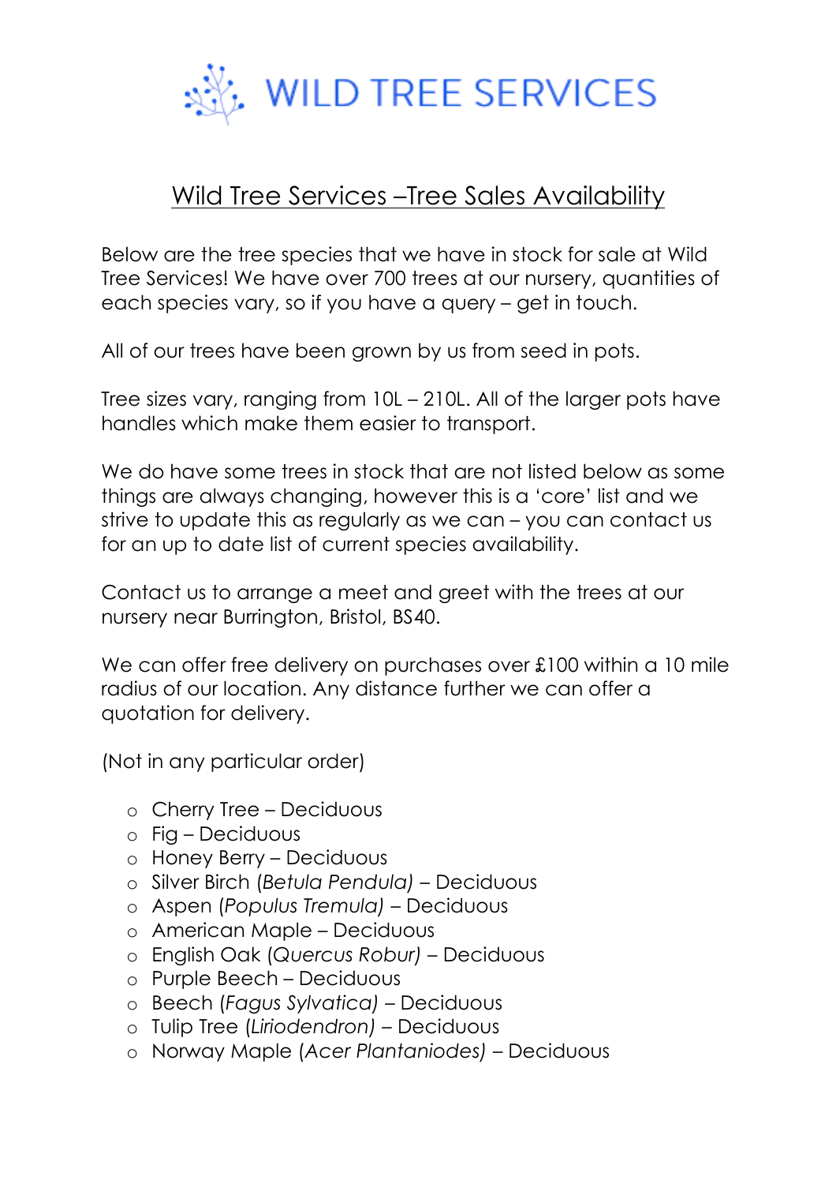WILD TREE SERVICES

# Wild Tree Services –Tree Sales Availability

Below are the tree species that we have in stock for sale at Wild Tree Services! We have over 700 trees at our nursery, quantities of each species vary, so if you have a query – get in touch.

All of our trees have been grown by us from seed in pots.

Tree sizes vary, ranging from 10L – 210L. All of the larger pots have handles which make them easier to transport.

We do have some trees in stock that are not listed below as some things are always changing, however this is a 'core' list and we strive to update this as regularly as we can – you can contact us for an up to date list of current species availability.

Contact us to arrange a meet and greet with the trees at our nursery near Burrington, Bristol, BS40.

We can offer free delivery on purchases over £100 within a 10 mile radius of our location. Any distance further we can offer a quotation for delivery.

(Not in any particular order)

- Cherry Tree – Deciduous
- Fig – Deciduous
- Honey Berry – Deciduous
- Silver Birch (*Betula Pendula)* – Deciduous
- Aspen (*Populus Tremula)* – Deciduous
- American Maple – Deciduous
- English Oak (*Quercus Robur)* – Deciduous
- Purple Beech – Deciduous
- Beech (*Fagus Sylvatica)* – Deciduous
- Tulip Tree (*Liriodendron)* – Deciduous
- Norway Maple (*Acer Plantaniodes)* – Deciduous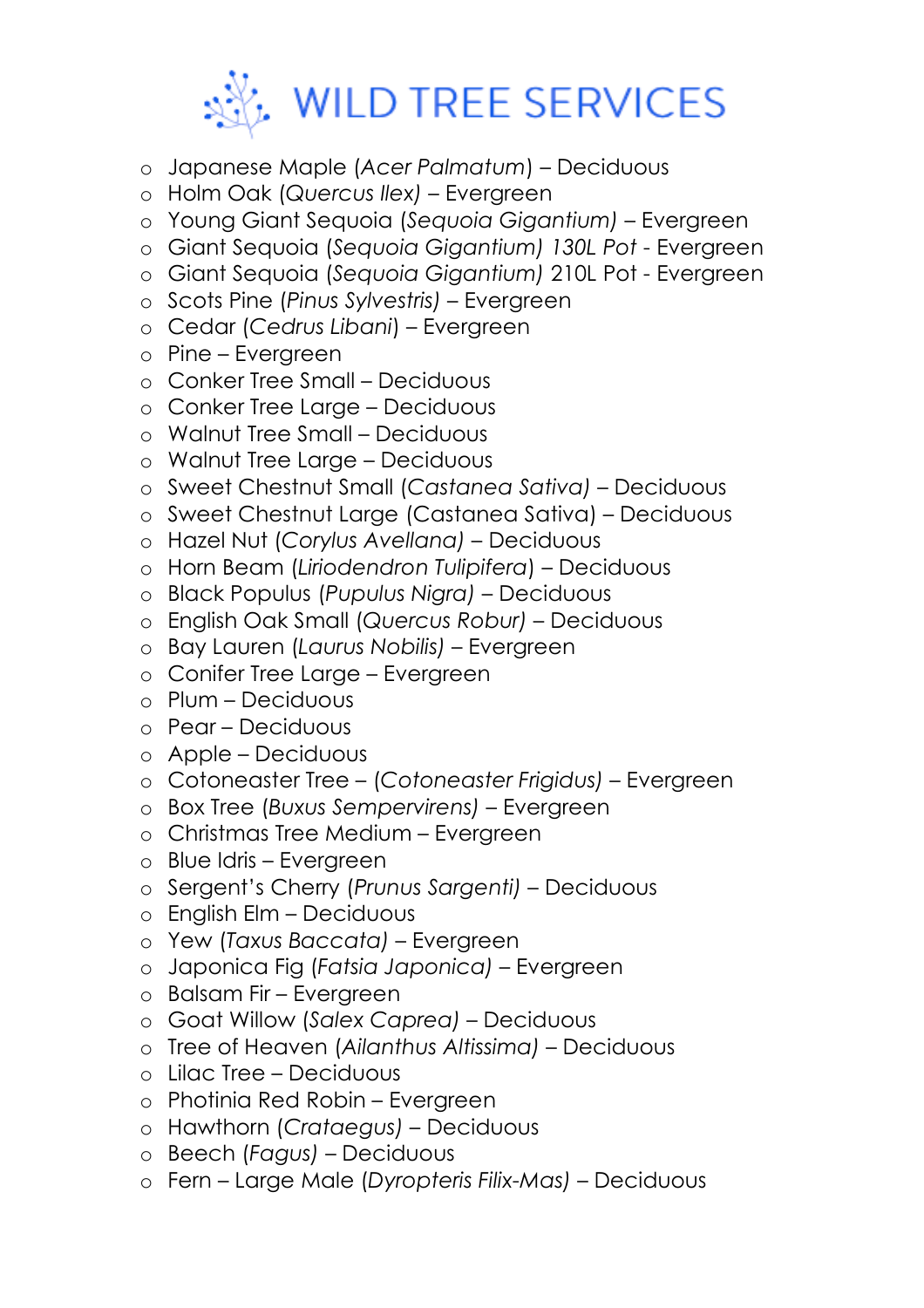# WILD TREE SERVICES

- Japanese Maple (*Acer Palmatum*) – Deciduous
- Holm Oak (*Quercus Ilex)* – Evergreen
- Young Giant Sequoia (*Sequoia Gigantium)* – Evergreen
- Giant Sequoia (*Sequoia Gigantium) 130L Pot* - Evergreen
- Giant Sequoia (*Sequoia Gigantium*) 210L Pot - Evergreen
- Scots Pine (*Pinus Sylvestris)* – Evergreen
- Cedar (*Cedrus Libani*) – Evergreen
- Pine – Evergreen
- Conker Tree Small – Deciduous
- Conker Tree Large – Deciduous
- Walnut Tree Small – Deciduous
- Walnut Tree Large – Deciduous
- Sweet Chestnut Small (*Castanea Sativa)* – Deciduous
- Sweet Chestnut Large (Castanea Sativa) – Deciduous
- Hazel Nut (*Corylus Avellana)* – Deciduous
- Horn Beam (*Liriodendron Tulipifera*) – Deciduous
- Black Populus (*Pupulus Nigra)* – Deciduous
- English Oak Small (*Quercus Robur)* – Deciduous
- Bay Lauren (*Laurus Nobilis)* – Evergreen
- Conifer Tree Large – Evergreen
- Plum – Deciduous
- Pear – Deciduous
- Apple – Deciduous
- Cotoneaster Tree – (*Cotoneaster Frigidus)* – Evergreen
- Box Tree (*Buxus Sempervirens)* – Evergreen
- Christmas Tree Medium – Evergreen
- Blue Idris – Evergreen
- Sergent's Cherry (*Prunus Sargenti)* – Deciduous
- English Elm – Deciduous
- Yew (*Taxus Baccata)* – Evergreen
- Japonica Fig (*Fatsia Japonica)* – Evergreen
- Balsam Fir – Evergreen
- Goat Willow (*Salex Caprea)* – Deciduous
- Tree of Heaven (*Ailanthus Altissima)* – Deciduous
- Lilac Tree – Deciduous
- Photinia Red Robin – Evergreen
- Hawthorn (*Crataegus)* – Deciduous
- Beech (*Fagus)* – Deciduous
- Fern – Large Male (*Dyropteris Filix-Mas)* – Deciduous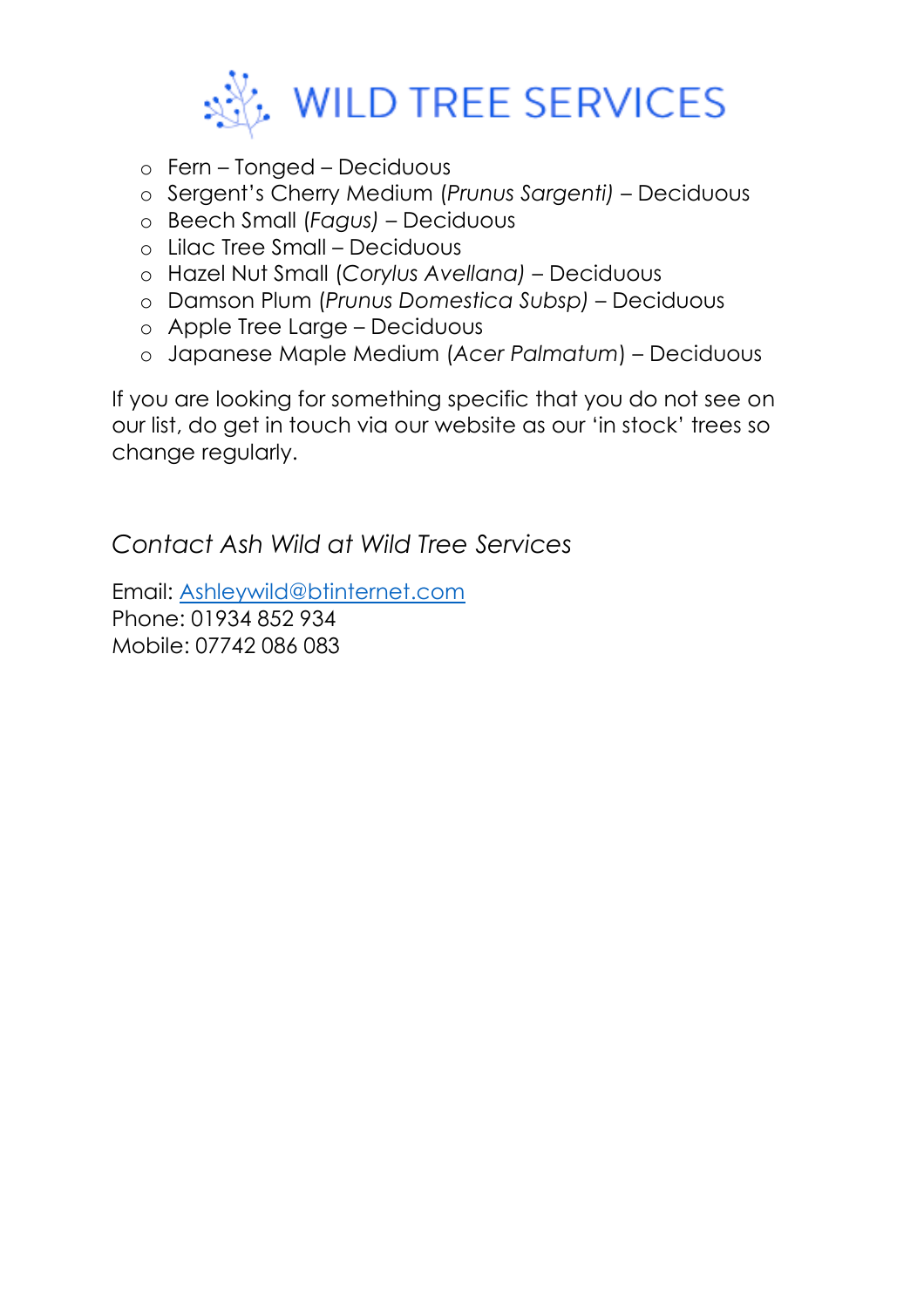- Fern – Tonged – Deciduous
- Sergent's Cherry Medium (*Prunus Sargenti)* – Deciduous
- Beech Small (*Fagus)* – Deciduous
- Lilac Tree Small – Deciduous
- Hazel Nut Small (*Corylus Avellana)* – Deciduous
- Damson Plum (*Prunus Domestica Subsp)* – Deciduous
- Apple Tree Large – Deciduous
- Japanese Maple Medium (*Acer Palmatum*) – Deciduous

If you are looking for something specific that you do not see on our list, do get in touch via our website as our 'in stock' trees so change regularly.

*Contact Ash Wild at Wild Tree Services*

Email: Ashleywild@btinternet.com
Phone: 01934 852 934
Mobile: 07742 086 083